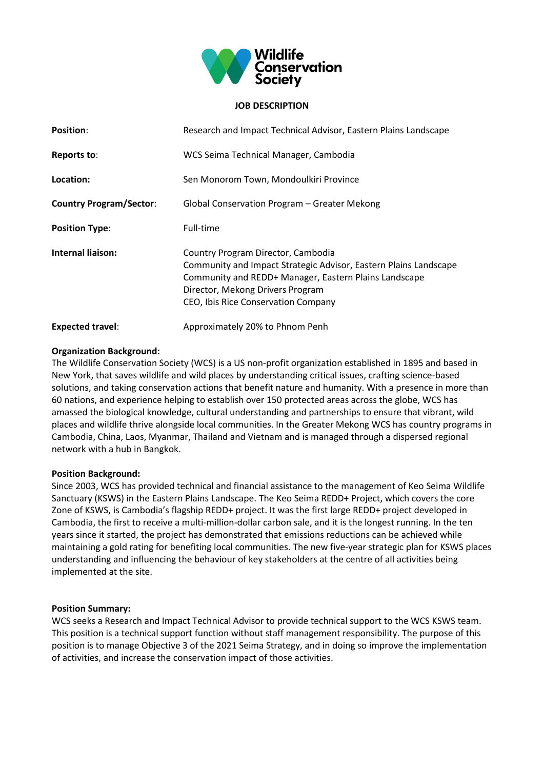# JOB DESCRIPTION

| | |
|---|---|
| **Position**: | Research and Impact Technical Advisor, Eastern Plains Landscape |
| **Reports to**: | WCS Seima Technical Manager, Cambodia |
| **Location:** | Sen Monorom Town, Mondoulkiri Province |
| **Country Program/Sector**: | Global Conservation Program – Greater Mekong |
| **Position Type**: | Full-time |
| **Internal liaison:** | Country Program Director, Cambodia<br>Community and Impact Strategic Advisor, Eastern Plains Landscape<br>Community and REDD+ Manager, Eastern Plains Landscape<br>Director, Mekong Drivers Program<br>CEO, Ibis Rice Conservation Company |
| **Expected travel**: | Approximately 20% to Phnom Penh |

**Organization Background:**
The Wildlife Conservation Society (WCS) is a US non-profit organization established in 1895 and based in New York, that saves wildlife and wild places by understanding critical issues, crafting science-based solutions, and taking conservation actions that benefit nature and humanity. With a presence in more than 60 nations, and experience helping to establish over 150 protected areas across the globe, WCS has amassed the biological knowledge, cultural understanding and partnerships to ensure that vibrant, wild places and wildlife thrive alongside local communities. In the Greater Mekong WCS has country programs in Cambodia, China, Laos, Myanmar, Thailand and Vietnam and is managed through a dispersed regional network with a hub in Bangkok.

**Position Background:**
Since 2003, WCS has provided technical and financial assistance to the management of Keo Seima Wildlife Sanctuary (KSWS) in the Eastern Plains Landscape. The Keo Seima REDD+ Project, which covers the core Zone of KSWS, is Cambodia's flagship REDD+ project. It was the first large REDD+ project developed in Cambodia, the first to receive a multi-million-dollar carbon sale, and it is the longest running. In the ten years since it started, the project has demonstrated that emissions reductions can be achieved while maintaining a gold rating for benefiting local communities. The new five-year strategic plan for KSWS places understanding and influencing the behaviour of key stakeholders at the centre of all activities being implemented at the site.

**Position Summary:**
WCS seeks a Research and Impact Technical Advisor to provide technical support to the WCS KSWS team. This position is a technical support function without staff management responsibility. The purpose of this position is to manage Objective 3 of the 2021 Seima Strategy, and in doing so improve the implementation of activities, and increase the conservation impact of those activities.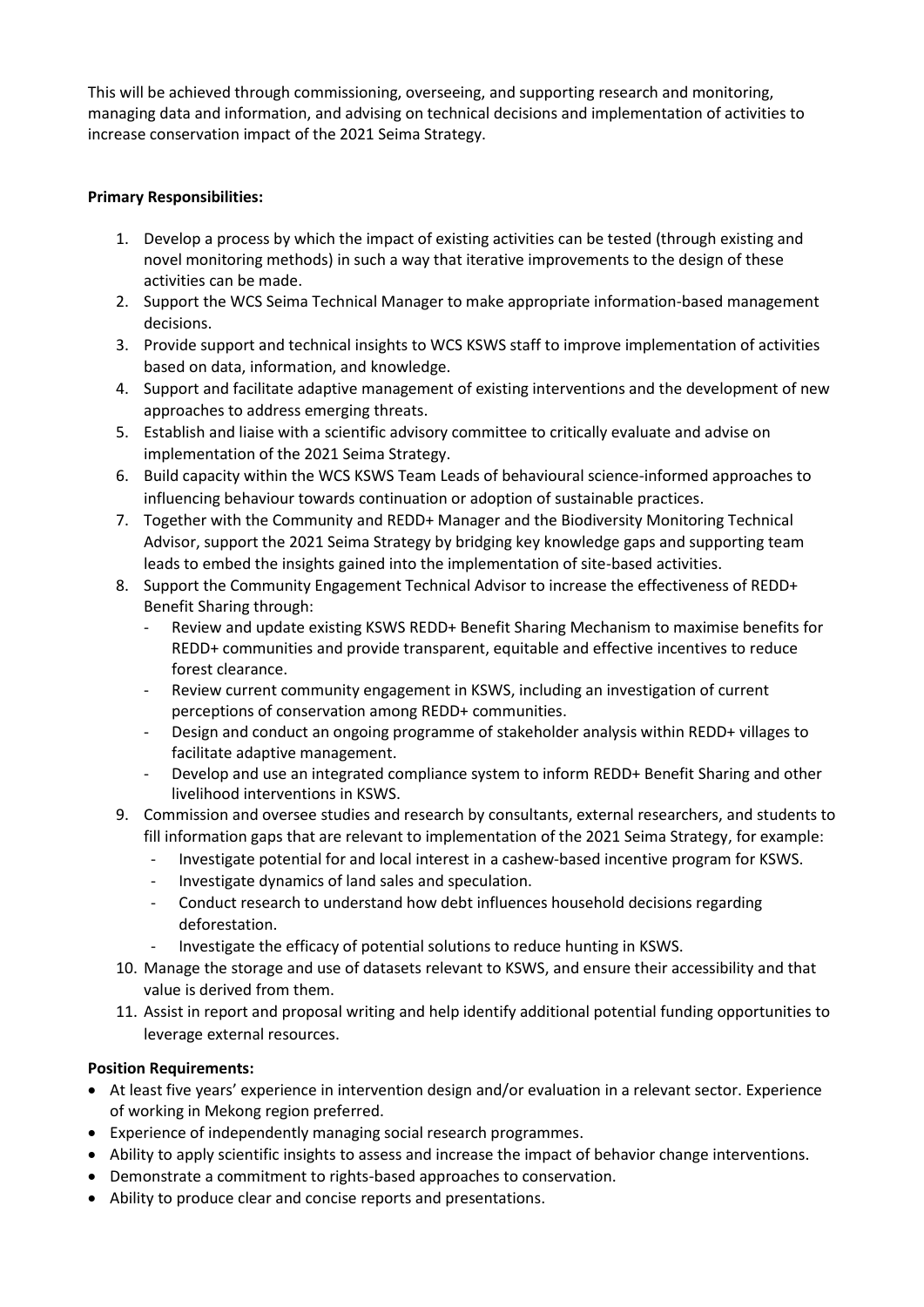This will be achieved through commissioning, overseeing, and supporting research and monitoring, managing data and information, and advising on technical decisions and implementation of activities to increase conservation impact of the 2021 Seima Strategy.

**Primary Responsibilities:**

1. Develop a process by which the impact of existing activities can be tested (through existing and novel monitoring methods) in such a way that iterative improvements to the design of these activities can be made.
2. Support the WCS Seima Technical Manager to make appropriate information-based management decisions.
3. Provide support and technical insights to WCS KSWS staff to improve implementation of activities based on data, information, and knowledge.
4. Support and facilitate adaptive management of existing interventions and the development of new approaches to address emerging threats.
5. Establish and liaise with a scientific advisory committee to critically evaluate and advise on implementation of the 2021 Seima Strategy.
6. Build capacity within the WCS KSWS Team Leads of behavioural science-informed approaches to influencing behaviour towards continuation or adoption of sustainable practices.
7. Together with the Community and REDD+ Manager and the Biodiversity Monitoring Technical Advisor, support the 2021 Seima Strategy by bridging key knowledge gaps and supporting team leads to embed the insights gained into the implementation of site-based activities.
8. Support the Community Engagement Technical Advisor to increase the effectiveness of REDD+ Benefit Sharing through:
   - Review and update existing KSWS REDD+ Benefit Sharing Mechanism to maximise benefits for REDD+ communities and provide transparent, equitable and effective incentives to reduce forest clearance.
   - Review current community engagement in KSWS, including an investigation of current perceptions of conservation among REDD+ communities.
   - Design and conduct an ongoing programme of stakeholder analysis within REDD+ villages to facilitate adaptive management.
   - Develop and use an integrated compliance system to inform REDD+ Benefit Sharing and other livelihood interventions in KSWS.
9. Commission and oversee studies and research by consultants, external researchers, and students to fill information gaps that are relevant to implementation of the 2021 Seima Strategy, for example:
   - Investigate potential for and local interest in a cashew-based incentive program for KSWS.
   - Investigate dynamics of land sales and speculation.
   - Conduct research to understand how debt influences household decisions regarding deforestation.
   - Investigate the efficacy of potential solutions to reduce hunting in KSWS.
10. Manage the storage and use of datasets relevant to KSWS, and ensure their accessibility and that value is derived from them.
11. Assist in report and proposal writing and help identify additional potential funding opportunities to leverage external resources.

**Position Requirements:**

- At least five years' experience in intervention design and/or evaluation in a relevant sector. Experience of working in Mekong region preferred.
- Experience of independently managing social research programmes.
- Ability to apply scientific insights to assess and increase the impact of behavior change interventions.
- Demonstrate a commitment to rights-based approaches to conservation.
- Ability to produce clear and concise reports and presentations.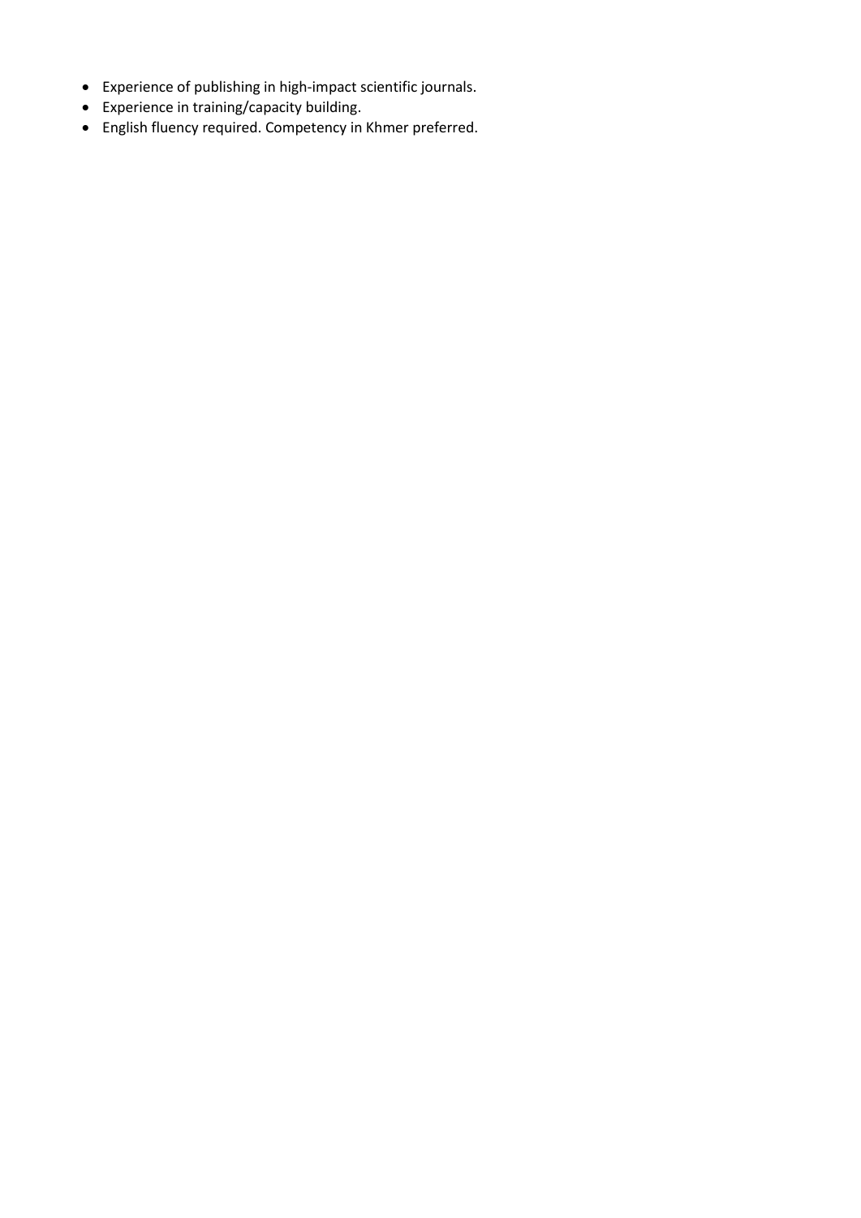- Experience of publishing in high-impact scientific journals.
- Experience in training/capacity building.
- English fluency required. Competency in Khmer preferred.